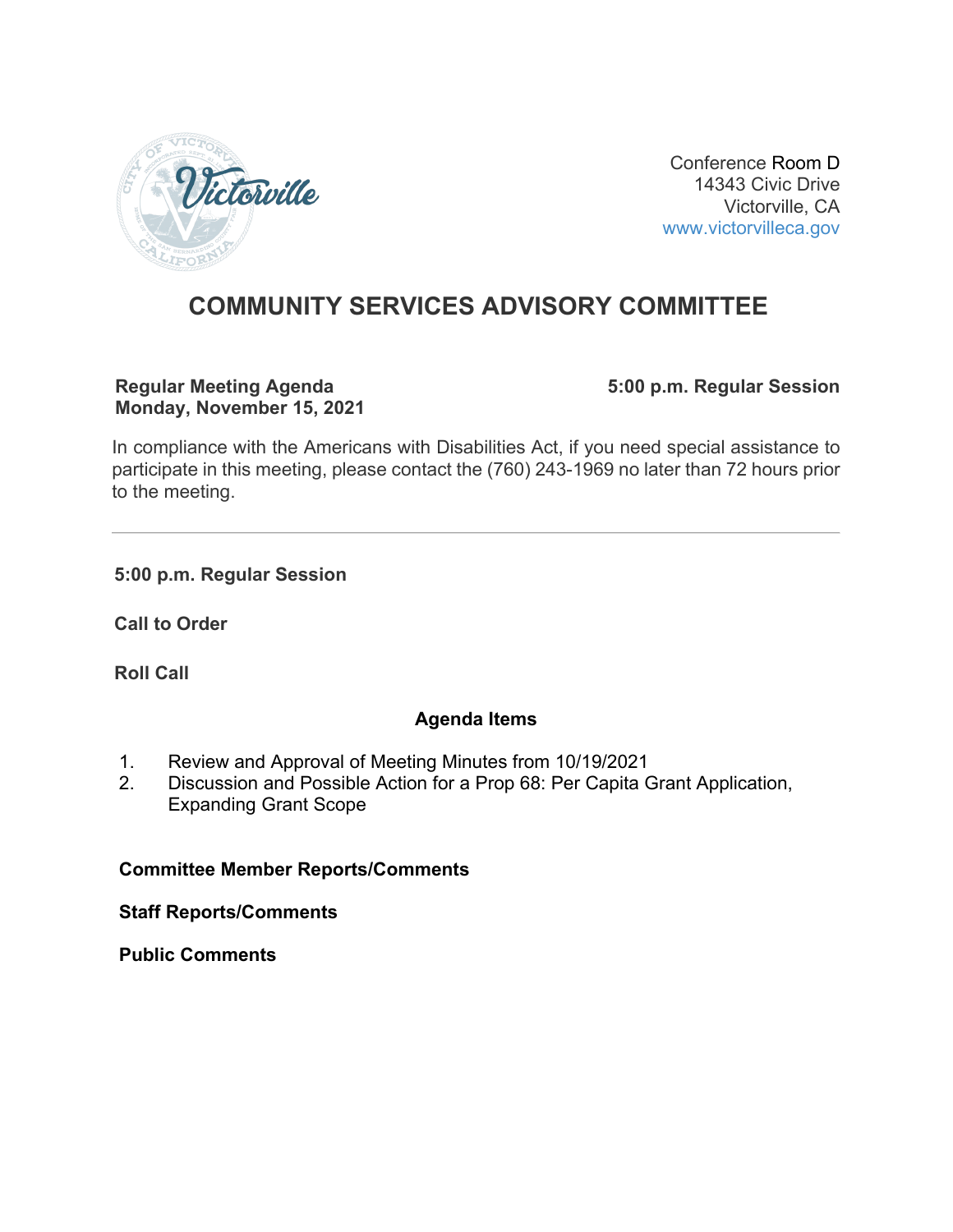Conference Room D
14343 Civic Drive
Victorville, CA
www.victorvilleca.gov

# COMMUNITY SERVICES ADVISORY COMMITTEE

**Regular Meeting Agenda**
**Monday, November 15, 2021**

**5:00 p.m. Regular Session**

In compliance with the Americans with Disabilities Act, if you need special assistance to participate in this meeting, please contact the (760) 243-1969 no later than 72 hours prior to the meeting.

---

**5:00 p.m. Regular Session**

**Call to Order**

**Roll Call**

**Agenda Items**

1. Review and Approval of Meeting Minutes from 10/19/2021
2. Discussion and Possible Action for a Prop 68: Per Capita Grant Application, Expanding Grant Scope

**Committee Member Reports/Comments**

**Staff Reports/Comments**

**Public Comments**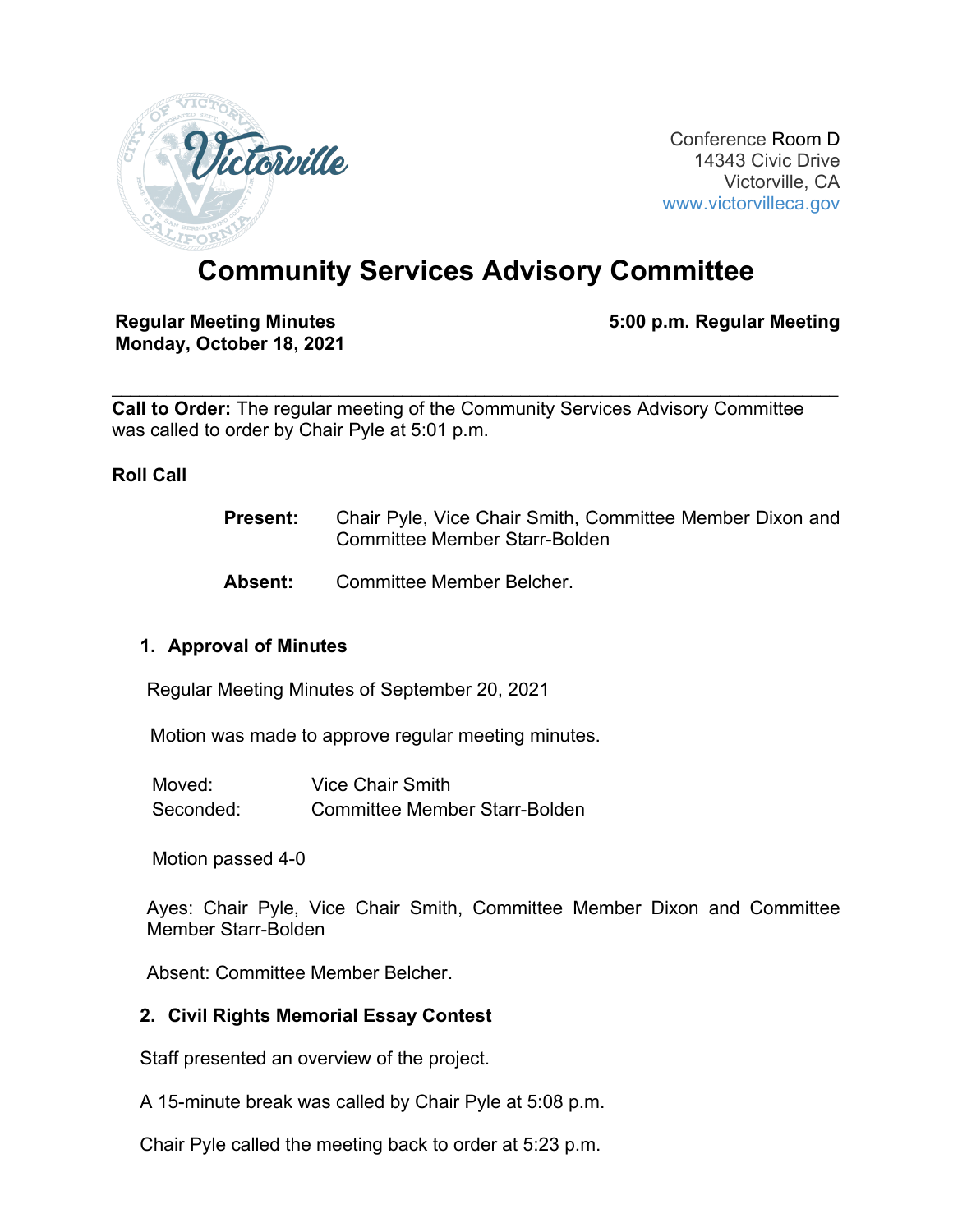Conference Room D
14343 Civic Drive
Victorville, CA
www.victorvilleca.gov

# Community Services Advisory Committee

**Regular Meeting Minutes**
**Monday, October 18, 2021**

**5:00 p.m. Regular Meeting**

---

**Call to Order:** The regular meeting of the Community Services Advisory Committee was called to order by Chair Pyle at 5:01 p.m.

**Roll Call**

**Present:** Chair Pyle, Vice Chair Smith, Committee Member Dixon and Committee Member Starr-Bolden

**Absent:** Committee Member Belcher.

## 1. Approval of Minutes

Regular Meeting Minutes of September 20, 2021

Motion was made to approve regular meeting minutes.

Moved: Vice Chair Smith
Seconded: Committee Member Starr-Bolden

Motion passed 4-0

Ayes: Chair Pyle, Vice Chair Smith, Committee Member Dixon and Committee Member Starr-Bolden

Absent: Committee Member Belcher.

## 2. Civil Rights Memorial Essay Contest

Staff presented an overview of the project.

A 15-minute break was called by Chair Pyle at 5:08 p.m.

Chair Pyle called the meeting back to order at 5:23 p.m.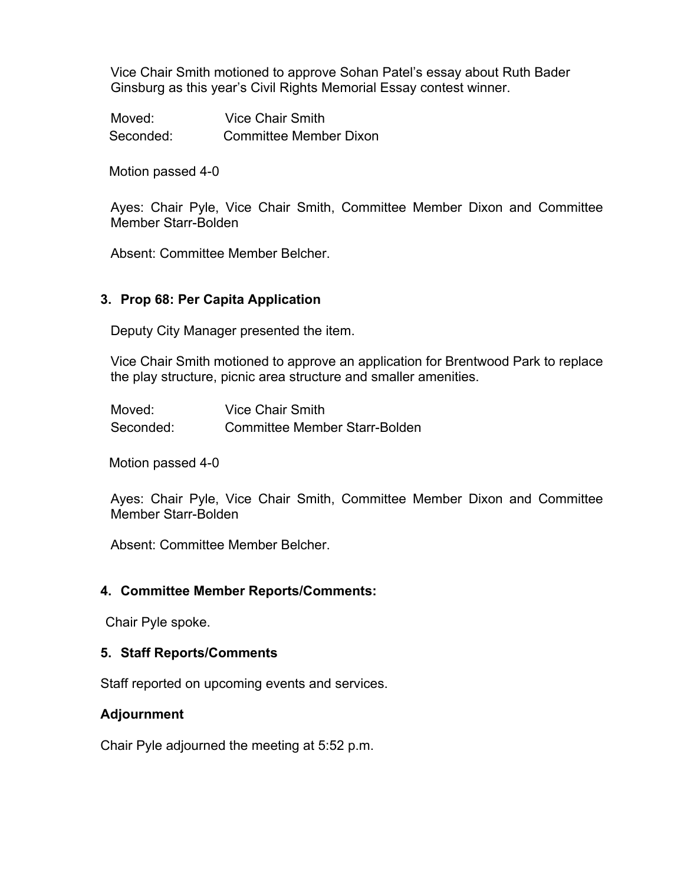Vice Chair Smith motioned to approve Sohan Patel's essay about Ruth Bader Ginsburg as this year's Civil Rights Memorial Essay contest winner.

Moved: Vice Chair Smith
Seconded: Committee Member Dixon

Motion passed 4-0

Ayes: Chair Pyle, Vice Chair Smith, Committee Member Dixon and Committee Member Starr-Bolden

Absent: Committee Member Belcher.

### 3. Prop 68: Per Capita Application

Deputy City Manager presented the item.

Vice Chair Smith motioned to approve an application for Brentwood Park to replace the play structure, picnic area structure and smaller amenities.

Moved: Vice Chair Smith
Seconded: Committee Member Starr-Bolden

Motion passed 4-0

Ayes: Chair Pyle, Vice Chair Smith, Committee Member Dixon and Committee Member Starr-Bolden

Absent: Committee Member Belcher.

### 4. Committee Member Reports/Comments:

Chair Pyle spoke.

### 5. Staff Reports/Comments

Staff reported on upcoming events and services.

### Adjournment

Chair Pyle adjourned the meeting at 5:52 p.m.